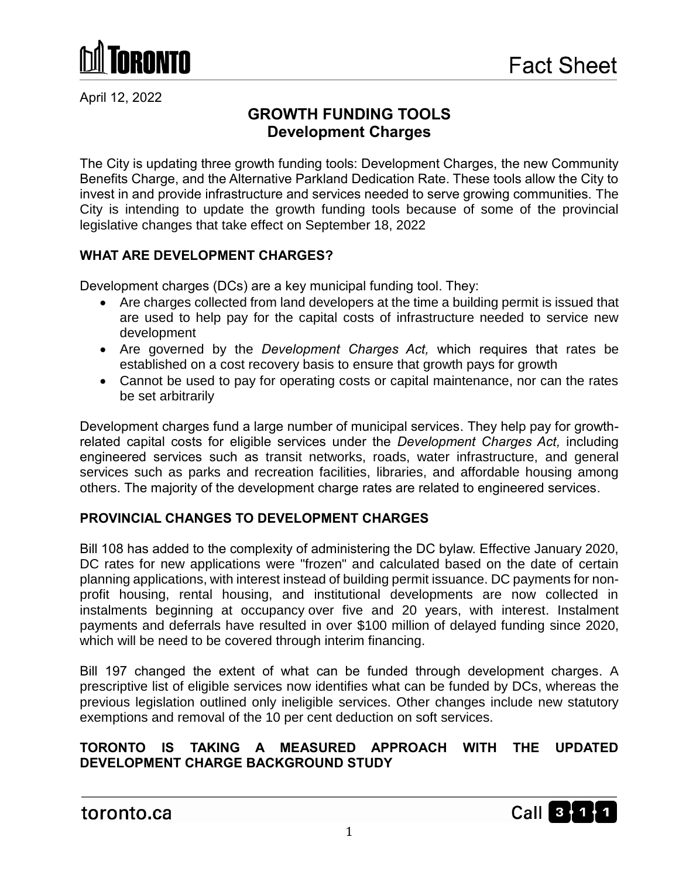April 12, 2022

# GROWTH FUNDING TOOLS
## Development Charges

The City is updating three growth funding tools: Development Charges, the new Community Benefits Charge, and the Alternative Parkland Dedication Rate. These tools allow the City to invest in and provide infrastructure and services needed to serve growing communities. The City is intending to update the growth funding tools because of some of the provincial legislative changes that take effect on September 18, 2022

### WHAT ARE DEVELOPMENT CHARGES?

Development charges (DCs) are a key municipal funding tool. They:

- Are charges collected from land developers at the time a building permit is issued that are used to help pay for the capital costs of infrastructure needed to service new development
- Are governed by the *Development Charges Act,* which requires that rates be established on a cost recovery basis to ensure that growth pays for growth
- Cannot be used to pay for operating costs or capital maintenance, nor can the rates be set arbitrarily

Development charges fund a large number of municipal services. They help pay for growth-related capital costs for eligible services under the *Development Charges Act,* including engineered services such as transit networks, roads, water infrastructure, and general services such as parks and recreation facilities, libraries, and affordable housing among others. The majority of the development charge rates are related to engineered services.

### PROVINCIAL CHANGES TO DEVELOPMENT CHARGES

Bill 108 has added to the complexity of administering the DC bylaw. Effective January 2020, DC rates for new applications were "frozen" and calculated based on the date of certain planning applications, with interest instead of building permit issuance. DC payments for non-profit housing, rental housing, and institutional developments are now collected in instalments beginning at occupancy over five and 20 years, with interest. Instalment payments and deferrals have resulted in over $100 million of delayed funding since 2020, which will be need to be covered through interim financing.

Bill 197 changed the extent of what can be funded through development charges. A prescriptive list of eligible services now identifies what can be funded by DCs, whereas the previous legislation outlined only ineligible services. Other changes include new statutory exemptions and removal of the 10 per cent deduction on soft services.

### TORONTO IS TAKING A MEASURED APPROACH WITH THE UPDATED DEVELOPMENT CHARGE BACKGROUND STUDY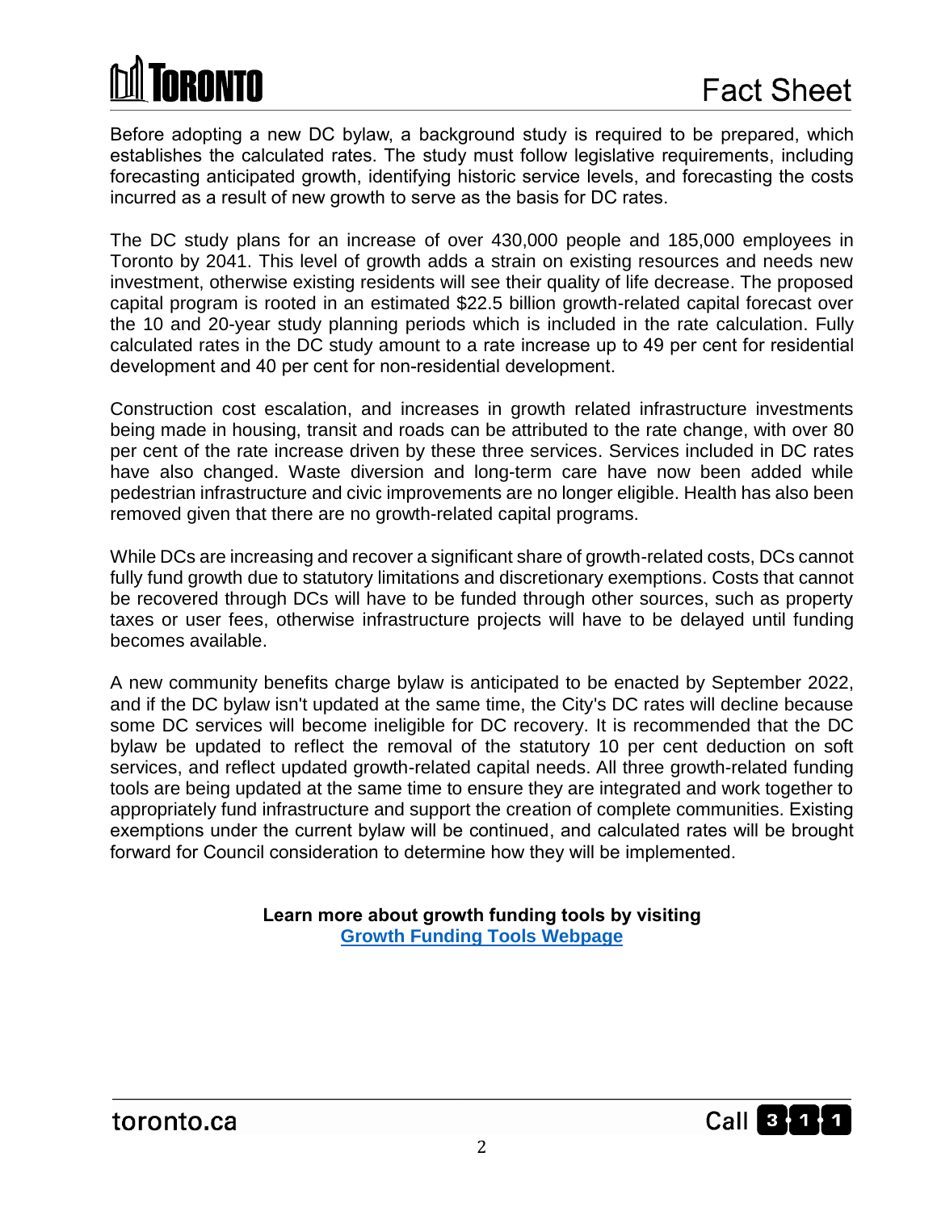Before adopting a new DC bylaw, a background study is required to be prepared, which establishes the calculated rates. The study must follow legislative requirements, including forecasting anticipated growth, identifying historic service levels, and forecasting the costs incurred as a result of new growth to serve as the basis for DC rates.

The DC study plans for an increase of over 430,000 people and 185,000 employees in Toronto by 2041. This level of growth adds a strain on existing resources and needs new investment, otherwise existing residents will see their quality of life decrease. The proposed capital program is rooted in an estimated $22.5 billion growth-related capital forecast over the 10 and 20-year study planning periods which is included in the rate calculation. Fully calculated rates in the DC study amount to a rate increase up to 49 per cent for residential development and 40 per cent for non-residential development.

Construction cost escalation, and increases in growth related infrastructure investments being made in housing, transit and roads can be attributed to the rate change, with over 80 per cent of the rate increase driven by these three services. Services included in DC rates have also changed. Waste diversion and long-term care have now been added while pedestrian infrastructure and civic improvements are no longer eligible. Health has also been removed given that there are no growth-related capital programs.

While DCs are increasing and recover a significant share of growth-related costs, DCs cannot fully fund growth due to statutory limitations and discretionary exemptions. Costs that cannot be recovered through DCs will have to be funded through other sources, such as property taxes or user fees, otherwise infrastructure projects will have to be delayed until funding becomes available.

A new community benefits charge bylaw is anticipated to be enacted by September 2022, and if the DC bylaw isn't updated at the same time, the City's DC rates will decline because some DC services will become ineligible for DC recovery. It is recommended that the DC bylaw be updated to reflect the removal of the statutory 10 per cent deduction on soft services, and reflect updated growth-related capital needs. All three growth-related funding tools are being updated at the same time to ensure they are integrated and work together to appropriately fund infrastructure and support the creation of complete communities. Existing exemptions under the current bylaw will be continued, and calculated rates will be brought forward for Council consideration to determine how they will be implemented.

**Learn more about growth funding tools by visiting**
**[Growth Funding Tools Webpage]**